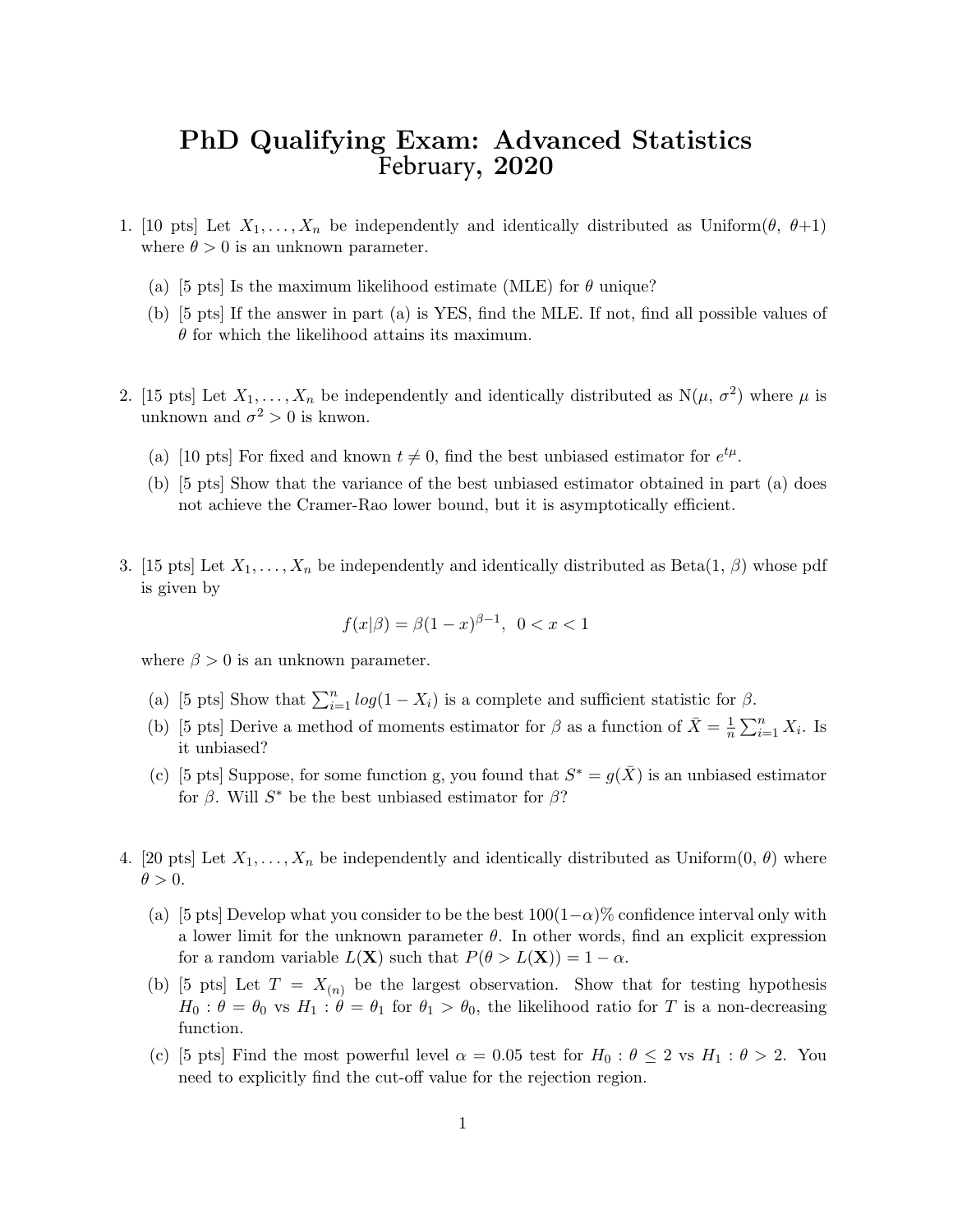# PhD Qualifying Exam: Advanced Statistics
## February, 2020

1. [10 pts] Let $X_1, \ldots, X_n$ be independently and identically distributed as Uniform($\theta$, $\theta$+1) where $\theta > 0$ is an unknown parameter.

   (a) [5 pts] Is the maximum likelihood estimate (MLE) for $\theta$ unique?

   (b) [5 pts] If the answer in part (a) is YES, find the MLE. If not, find all possible values of $\theta$ for which the likelihood attains its maximum.

2. [15 pts] Let $X_1, \ldots, X_n$ be independently and identically distributed as N($\mu$, $\sigma^2$) where $\mu$ is unknown and $\sigma^2 > 0$ is knwon.

   (a) [10 pts] For fixed and known $t \neq 0$, find the best unbiased estimator for $e^{t\mu}$.

   (b) [5 pts] Show that the variance of the best unbiased estimator obtained in part (a) does not achieve the Cramer-Rao lower bound, but it is asymptotically efficient.

3. [15 pts] Let $X_1, \ldots, X_n$ be independently and identically distributed as Beta(1, $\beta$) whose pdf is given by

$$f(x|\beta) = \beta(1-x)^{\beta-1}, \;\; 0 < x < 1$$

   where $\beta > 0$ is an unknown parameter.

   (a) [5 pts] Show that $\sum_{i=1}^{n} log(1 - X_i)$ is a complete and sufficient statistic for $\beta$.

   (b) [5 pts] Derive a method of moments estimator for $\beta$ as a function of $\bar{X} = \frac{1}{n}\sum_{i=1}^{n} X_i$. Is it unbiased?

   (c) [5 pts] Suppose, for some function g, you found that $S^* = g(\bar{X})$ is an unbiased estimator for $\beta$. Will $S^*$ be the best unbiased estimator for $\beta$?

4. [20 pts] Let $X_1, \ldots, X_n$ be independently and identically distributed as Uniform(0, $\theta$) where $\theta > 0$.

   (a) [5 pts] Develop what you consider to be the best $100(1-\alpha)\%$ confidence interval only with a lower limit for the unknown parameter $\theta$. In other words, find an explicit expression for a random variable $L(\mathbf{X})$ such that $P(\theta > L(\mathbf{X})) = 1 - \alpha$.

   (b) [5 pts] Let $T = X_{(n)}$ be the largest observation. Show that for testing hypothesis $H_0 : \theta = \theta_0$ vs $H_1 : \theta = \theta_1$ for $\theta_1 > \theta_0$, the likelihood ratio for $T$ is a non-decreasing function.

   (c) [5 pts] Find the most powerful level $\alpha = 0.05$ test for $H_0 : \theta \leq 2$ vs $H_1 : \theta > 2$. You need to explicitly find the cut-off value for the rejection region.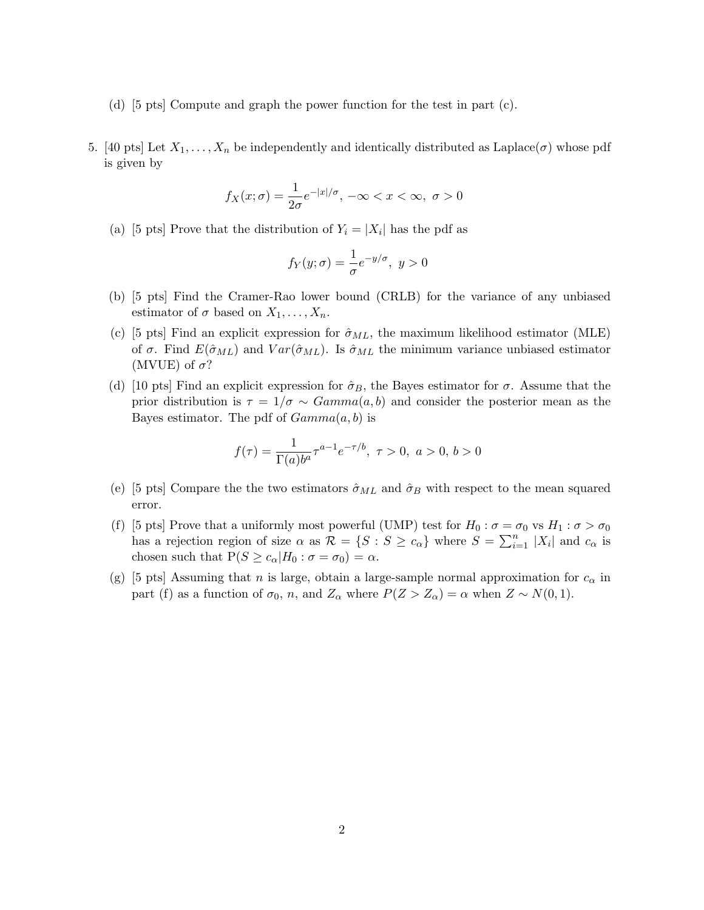(d) [5 pts] Compute and graph the power function for the test in part (c).

5. [40 pts] Let $X_1, \ldots, X_n$ be independently and identically distributed as Laplace($\sigma$) whose pdf is given by

$$f_X(x; \sigma) = \frac{1}{2\sigma} e^{-|x|/\sigma}, \ -\infty < x < \infty, \ \sigma > 0$$

(a) [5 pts] Prove that the distribution of $Y_i = |X_i|$ has the pdf as

$$f_Y(y; \sigma) = \frac{1}{\sigma} e^{-y/\sigma}, \ y > 0$$

(b) [5 pts] Find the Cramer-Rao lower bound (CRLB) for the variance of any unbiased estimator of $\sigma$ based on $X_1, \ldots, X_n$.

(c) [5 pts] Find an explicit expression for $\hat{\sigma}_{ML}$, the maximum likelihood estimator (MLE) of $\sigma$. Find $E(\hat{\sigma}_{ML})$ and $Var(\hat{\sigma}_{ML})$. Is $\hat{\sigma}_{ML}$ the minimum variance unbiased estimator (MVUE) of $\sigma$?

(d) [10 pts] Find an explicit expression for $\hat{\sigma}_B$, the Bayes estimator for $\sigma$. Assume that the prior distribution is $\tau = 1/\sigma \sim Gamma(a, b)$ and consider the posterior mean as the Bayes estimator. The pdf of $Gamma(a, b)$ is

$$f(\tau) = \frac{1}{\Gamma(a) b^a} \tau^{a-1} e^{-\tau/b}, \ \tau > 0, \ a > 0, \ b > 0$$

(e) [5 pts] Compare the the two estimators $\hat{\sigma}_{ML}$ and $\hat{\sigma}_B$ with respect to the mean squared error.

(f) [5 pts] Prove that a uniformly most powerful (UMP) test for $H_0 : \sigma = \sigma_0$ vs $H_1 : \sigma > \sigma_0$ has a rejection region of size $\alpha$ as $\mathcal{R} = \{S : S \geq c_\alpha\}$ where $S = \sum_{i=1}^{n} |X_i|$ and $c_\alpha$ is chosen such that $\text{P}(S \geq c_\alpha | H_0 : \sigma = \sigma_0) = \alpha$.

(g) [5 pts] Assuming that $n$ is large, obtain a large-sample normal approximation for $c_\alpha$ in part (f) as a function of $\sigma_0$, $n$, and $Z_\alpha$ where $P(Z > Z_\alpha) = \alpha$ when $Z \sim N(0, 1)$.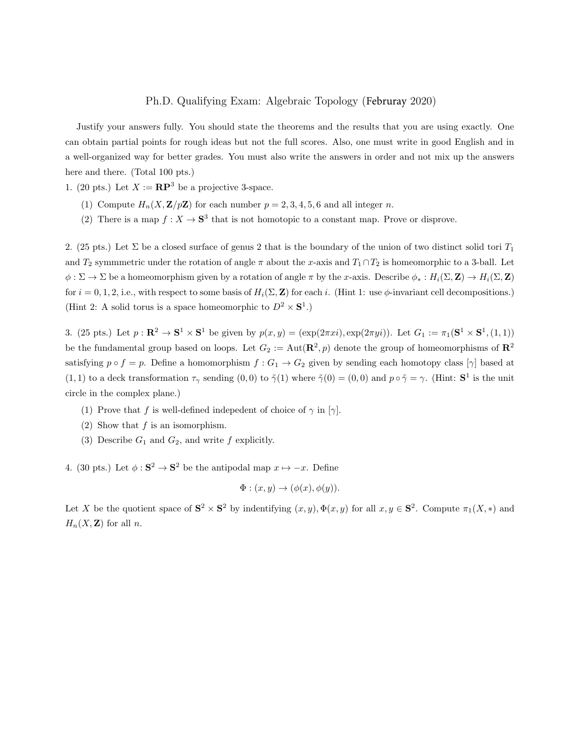# Ph.D. Qualifying Exam: Algebraic Topology (Februray 2020)

Justify your answers fully. You should state the theorems and the results that you are using exactly. One can obtain partial points for rough ideas but not the full scores. Also, one must write in good English and in a well-organized way for better grades. You must also write the answers in order and not mix up the answers here and there. (Total 100 pts.)

1. (20 pts.) Let $X := \mathbf{RP}^3$ be a projective 3-space.

   (1) Compute $H_n(X, \mathbf{Z}/p\mathbf{Z})$ for each number $p = 2, 3, 4, 5, 6$ and all integer $n$.

   (2) There is a map $f : X \to \mathbf{S}^3$ that is not homotopic to a constant map. Prove or disprove.

2. (25 pts.) Let $\Sigma$ be a closed surface of genus 2 that is the boundary of the union of two distinct solid tori $T_1$ and $T_2$ symmmetric under the rotation of angle $\pi$ about the $x$-axis and $T_1 \cap T_2$ is homeomorphic to a 3-ball. Let $\phi : \Sigma \to \Sigma$ be a homeomorphism given by a rotation of angle $\pi$ by the $x$-axis. Describe $\phi_* : H_i(\Sigma, \mathbf{Z}) \to H_i(\Sigma, \mathbf{Z})$ for $i = 0, 1, 2$, i.e., with respect to some basis of $H_i(\Sigma, \mathbf{Z})$ for each $i$. (Hint 1: use $\phi$-invariant cell decompositions.) (Hint 2: A solid torus is a space homeomorphic to $D^2 \times \mathbf{S}^1$.)

3. (25 pts.) Let $p : \mathbf{R}^2 \to \mathbf{S}^1 \times \mathbf{S}^1$ be given by $p(x, y) = (\exp(2\pi xi), \exp(2\pi yi))$. Let $G_1 := \pi_1(\mathbf{S}^1 \times \mathbf{S}^1, (1, 1))$ be the fundamental group based on loops. Let $G_2 := \mathrm{Aut}(\mathbf{R}^2, p)$ denote the group of homeomorphisms of $\mathbf{R}^2$ satisfying $p \circ f = p$. Define a homomorphism $f : G_1 \to G_2$ given by sending each homotopy class $[\gamma]$ based at $(1, 1)$ to a deck transformation $\tau_\gamma$ sending $(0, 0)$ to $\tilde{\gamma}(1)$ where $\tilde{\gamma}(0) = (0, 0)$ and $p \circ \tilde{\gamma} = \gamma$. (Hint: $\mathbf{S}^1$ is the unit circle in the complex plane.)

   (1) Prove that $f$ is well-defined indepedent of choice of $\gamma$ in $[\gamma]$.

   (2) Show that $f$ is an isomorphism.

   (3) Describe $G_1$ and $G_2$, and write $f$ explicitly.

4. (30 pts.) Let $\phi : \mathbf{S}^2 \to \mathbf{S}^2$ be the antipodal map $x \mapsto -x$. Define

$$\Phi : (x, y) \to (\phi(x), \phi(y)).$$

Let $X$ be the quotient space of $\mathbf{S}^2 \times \mathbf{S}^2$ by indentifying $(x, y), \Phi(x, y)$ for all $x, y \in \mathbf{S}^2$. Compute $\pi_1(X, *)$ and $H_n(X, \mathbf{Z})$ for all $n$.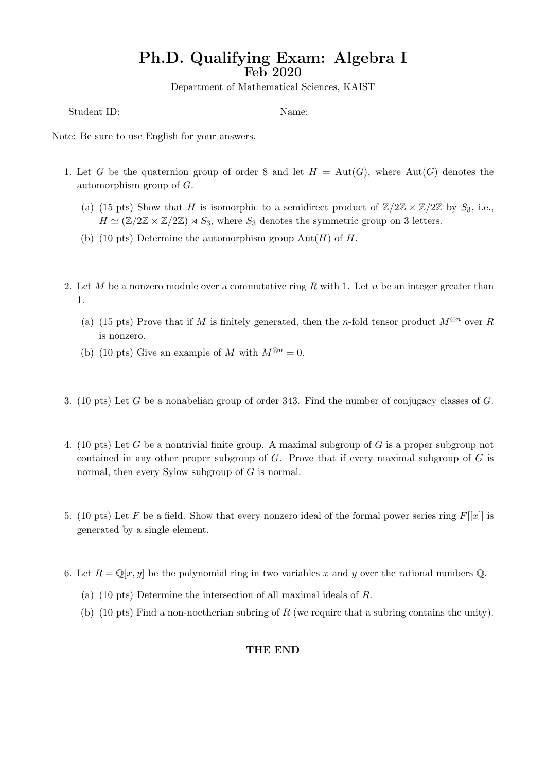# Ph.D. Qualifying Exam: Algebra I
## Feb 2020

Department of Mathematical Sciences, KAIST

Student ID: Name:

Note: Be sure to use English for your answers.

1. Let $G$ be the quaternion group of order 8 and let $H = \mathrm{Aut}(G)$, where $\mathrm{Aut}(G)$ denotes the automorphism group of $G$.

   (a) (15 pts) Show that $H$ is isomorphic to a semidirect product of $\mathbb{Z}/2\mathbb{Z} \times \mathbb{Z}/2\mathbb{Z}$ by $S_3$, i.e., $H \simeq (\mathbb{Z}/2\mathbb{Z} \times \mathbb{Z}/2\mathbb{Z}) \rtimes S_3$, where $S_3$ denotes the symmetric group on 3 letters.

   (b) (10 pts) Determine the automorphism group $\mathrm{Aut}(H)$ of $H$.

2. Let $M$ be a nonzero module over a commutative ring $R$ with 1. Let $n$ be an integer greater than 1.

   (a) (15 pts) Prove that if $M$ is finitely generated, then the $n$-fold tensor product $M^{\otimes n}$ over $R$ is nonzero.

   (b) (10 pts) Give an example of $M$ with $M^{\otimes n} = 0$.

3. (10 pts) Let $G$ be a nonabelian group of order 343. Find the number of conjugacy classes of $G$.

4. (10 pts) Let $G$ be a nontrivial finite group. A maximal subgroup of $G$ is a proper subgroup not contained in any other proper subgroup of $G$. Prove that if every maximal subgroup of $G$ is normal, then every Sylow subgroup of $G$ is normal.

5. (10 pts) Let $F$ be a field. Show that every nonzero ideal of the formal power series ring $F[[x]]$ is generated by a single element.

6. Let $R = \mathbb{Q}[x, y]$ be the polynomial ring in two variables $x$ and $y$ over the rational numbers $\mathbb{Q}$.

   (a) (10 pts) Determine the intersection of all maximal ideals of $R$.

   (b) (10 pts) Find a non-noetherian subring of $R$ (we require that a subring contains the unity).

**THE END**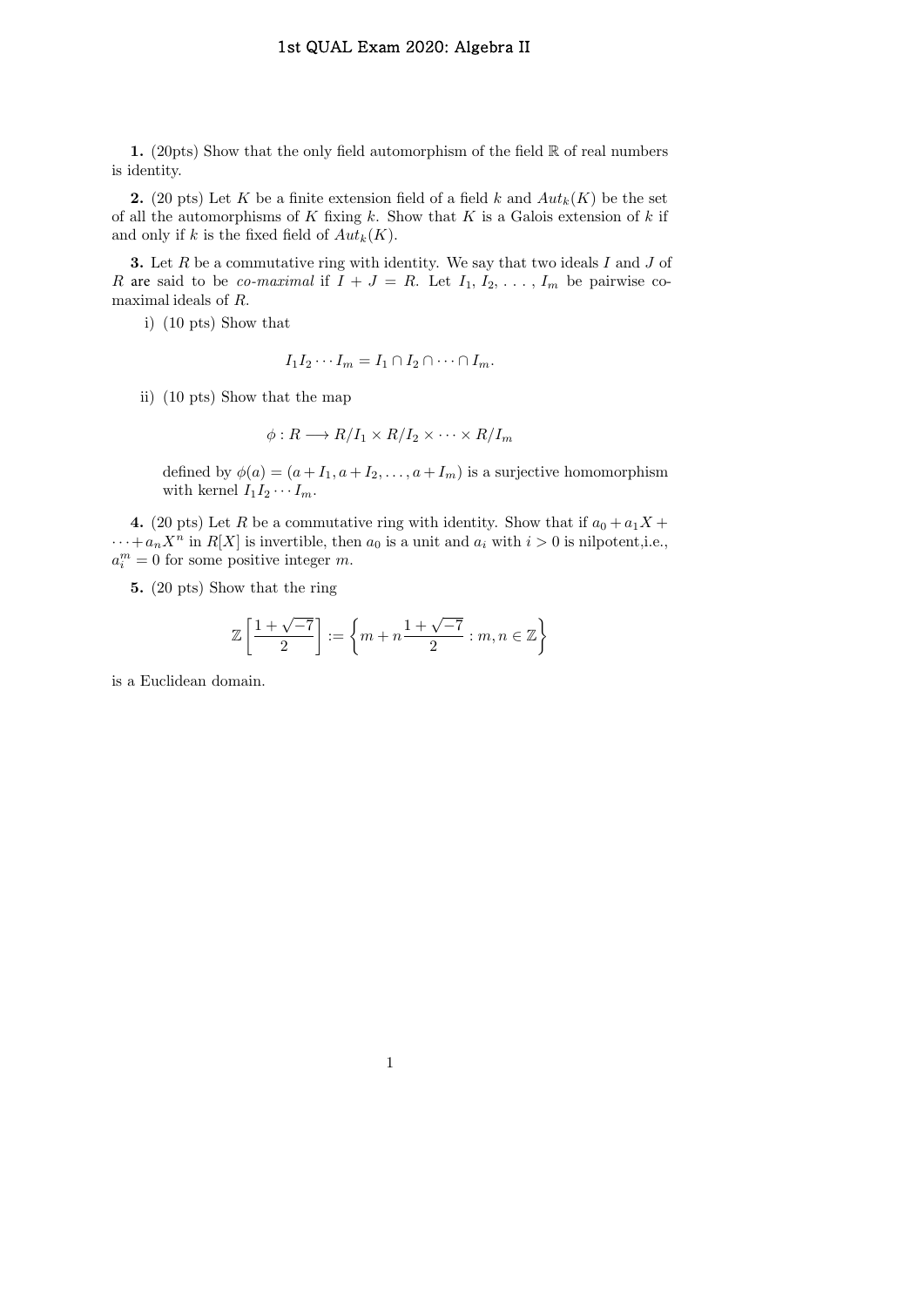# 1st QUAL Exam 2020: Algebra II

**1.** (20pts) Show that the only field automorphism of the field $\mathbb{R}$ of real numbers is identity.

**2.** (20 pts) Let $K$ be a finite extension field of a field $k$ and $Aut_k(K)$ be the set of all the automorphisms of $K$ fixing $k$. Show that $K$ is a Galois extension of $k$ if and only if $k$ is the fixed field of $Aut_k(K)$.

**3.** Let $R$ be a commutative ring with identity. We say that two ideals $I$ and $J$ of $R$ are said to be *co-maximal* if $I + J = R$. Let $I_1, I_2, \ldots, I_m$ be pairwise co-maximal ideals of $R$.

i) (10 pts) Show that

$$I_1 I_2 \cdots I_m = I_1 \cap I_2 \cap \cdots \cap I_m.$$

ii) (10 pts) Show that the map

$$\phi : R \longrightarrow R/I_1 \times R/I_2 \times \cdots \times R/I_m$$

defined by $\phi(a) = (a + I_1, a + I_2, \ldots, a + I_m)$ is a surjective homomorphism with kernel $I_1 I_2 \cdots I_m$.

**4.** (20 pts) Let $R$ be a commutative ring with identity. Show that if $a_0 + a_1 X + \cdots + a_n X^n$ in $R[X]$ is invertible, then $a_0$ is a unit and $a_i$ with $i > 0$ is nilpotent,i.e., $a_i^m = 0$ for some positive integer $m$.

**5.** (20 pts) Show that the ring

$$\mathbb{Z}\left[\frac{1+\sqrt{-7}}{2}\right] := \left\{ m + n\frac{1+\sqrt{-7}}{2} : m, n \in \mathbb{Z} \right\}$$

is a Euclidean domain.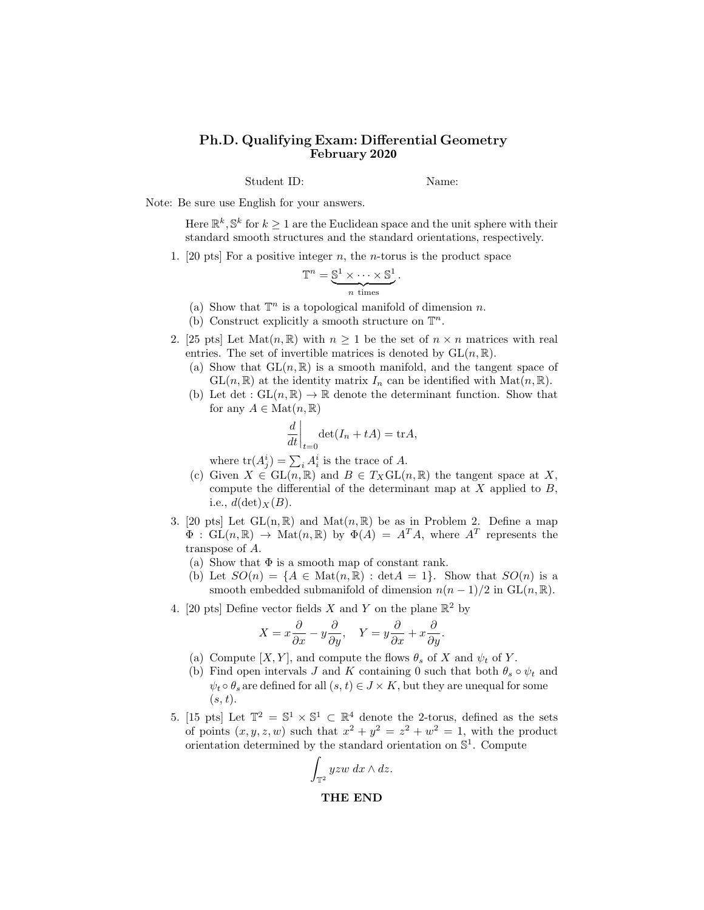# Ph.D. Qualifying Exam: Differential Geometry
## February 2020

Student ID: Name:

Note: Be sure use English for your answers.

Here $\mathbb{R}^k, \mathbb{S}^k$ for $k \geq 1$ are the Euclidean space and the unit sphere with their standard smooth structures and the standard orientations, respectively.

1. [20 pts] For a positive integer $n$, the $n$-torus is the product space
$$\mathbb{T}^n = \underbrace{\mathbb{S}^1 \times \cdots \times \mathbb{S}^1}_{n \text{ times}}.$$
   (a) Show that $\mathbb{T}^n$ is a topological manifold of dimension $n$.
   (b) Construct explicitly a smooth structure on $\mathbb{T}^n$.

2. [25 pts] Let $\mathrm{Mat}(n, \mathbb{R})$ with $n \geq 1$ be the set of $n \times n$ matrices with real entries. The set of invertible matrices is denoted by $\mathrm{GL}(n, \mathbb{R})$.
   (a) Show that $\mathrm{GL}(n, \mathbb{R})$ is a smooth manifold, and the tangent space of $\mathrm{GL}(n, \mathbb{R})$ at the identity matrix $I_n$ can be identified with $\mathrm{Mat}(n, \mathbb{R})$.
   (b) Let $\det : \mathrm{GL}(n, \mathbb{R}) \to \mathbb{R}$ denote the determinant function. Show that for any $A \in \mathrm{Mat}(n, \mathbb{R})$
$$\left.\frac{d}{dt}\right|_{t=0} \det(I_n + tA) = \mathrm{tr}A,$$
   where $\mathrm{tr}(A^i_j) = \sum_i A^i_i$ is the trace of $A$.
   (c) Given $X \in \mathrm{GL}(n, \mathbb{R})$ and $B \in T_X\mathrm{GL}(n, \mathbb{R})$ the tangent space at $X$, compute the differential of the determinant map at $X$ applied to $B$, i.e., $d(\det)_X(B)$.

3. [20 pts] Let $\mathrm{GL(n, \mathbb{R})}$ and $\mathrm{Mat}(n, \mathbb{R})$ be as in Problem 2. Define a map $\Phi : \mathrm{GL}(n, \mathbb{R}) \to \mathrm{Mat}(n, \mathbb{R})$ by $\Phi(A) = A^T A$, where $A^T$ represents the transpose of $A$.
   (a) Show that $\Phi$ is a smooth map of constant rank.
   (b) Let $SO(n) = \{A \in \mathrm{Mat}(n, \mathbb{R}) : \det A = 1\}$. Show that $SO(n)$ is a smooth embedded submanifold of dimension $n(n-1)/2$ in $\mathrm{GL}(n, \mathbb{R})$.

4. [20 pts] Define vector fields $X$ and $Y$ on the plane $\mathbb{R}^2$ by
$$X = x\frac{\partial}{\partial x} - y\frac{\partial}{\partial y}, \quad Y = y\frac{\partial}{\partial x} + x\frac{\partial}{\partial y}.$$
   (a) Compute $[X, Y]$, and compute the flows $\theta_s$ of $X$ and $\psi_t$ of $Y$.
   (b) Find open intervals $J$ and $K$ containing 0 such that both $\theta_s \circ \psi_t$ and $\psi_t \circ \theta_s$ are defined for all $(s, t) \in J \times K$, but they are unequal for some $(s, t)$.

5. [15 pts] Let $\mathbb{T}^2 = \mathbb{S}^1 \times \mathbb{S}^1 \subset \mathbb{R}^4$ denote the 2-torus, defined as the sets of points $(x, y, z, w)$ such that $x^2 + y^2 = z^2 + w^2 = 1$, with the product orientation determined by the standard orientation on $\mathbb{S}^1$. Compute
$$\int_{\mathbb{T}^2} yzw \; dx \wedge dz.$$

**THE END**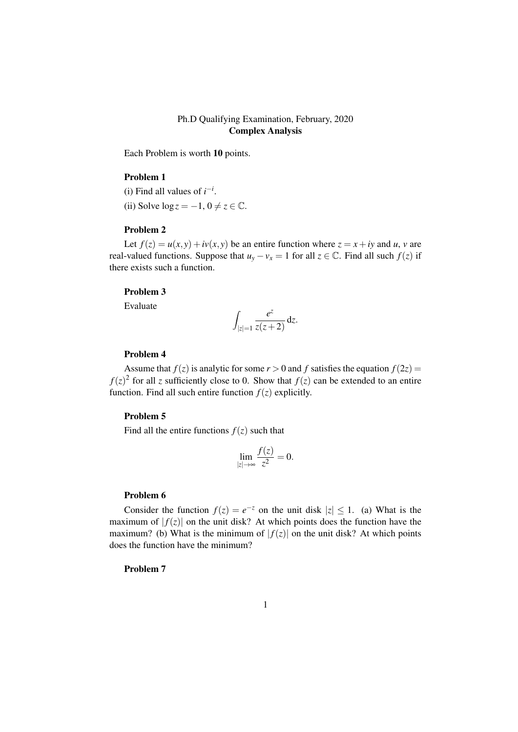Ph.D Qualifying Examination, February, 2020
**Complex Analysis**

Each Problem is worth **10** points.

**Problem 1**

(i) Find all values of $i^{-i}$.

(ii) Solve $\log z = -1$, $0 \neq z \in \mathbb{C}$.

**Problem 2**

Let $f(z) = u(x,y) + iv(x,y)$ be an entire function where $z = x + iy$ and $u$, $v$ are real-valued functions. Suppose that $u_y - v_x = 1$ for all $z \in \mathbb{C}$. Find all such $f(z)$ if there exists such a function.

**Problem 3**

Evaluate

$$\int_{|z|=1} \frac{e^z}{z(z+2)} \, \mathrm{d}z.$$

**Problem 4**

Assume that $f(z)$ is analytic for some $r > 0$ and $f$ satisfies the equation $f(2z) = f(z)^2$ for all $z$ sufficiently close to 0. Show that $f(z)$ can be extended to an entire function. Find all such entire function $f(z)$ explicitly.

**Problem 5**

Find all the entire functions $f(z)$ such that

$$\lim_{|z| \to \infty} \frac{f(z)}{z^2} = 0.$$

**Problem 6**

Consider the function $f(z) = e^{-z}$ on the unit disk $|z| \leq 1$. (a) What is the maximum of $|f(z)|$ on the unit disk? At which points does the function have the maximum? (b) What is the minimum of $|f(z)|$ on the unit disk? At which points does the function have the minimum?

**Problem 7**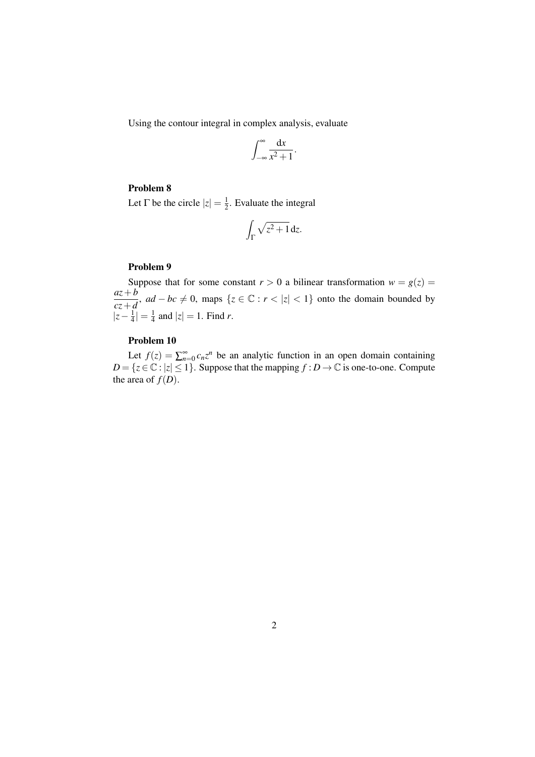Using the contour integral in complex analysis, evaluate

$$\int_{-\infty}^{\infty} \frac{\mathrm{d}x}{x^2+1}.$$

### Problem 8

Let $\Gamma$ be the circle $|z| = \frac{1}{2}$. Evaluate the integral

$$\int_{\Gamma} \sqrt{z^2+1}\,\mathrm{d}z.$$

### Problem 9

Suppose that for some constant $r > 0$ a bilinear transformation $w = g(z) = \dfrac{az+b}{cz+d}$, $ad - bc \neq 0$, maps $\{z \in \mathbb{C} : r < |z| < 1\}$ onto the domain bounded by $|z - \frac{1}{4}| = \frac{1}{4}$ and $|z| = 1$. Find $r$.

### Problem 10

Let $f(z) = \sum_{n=0}^{\infty} c_n z^n$ be an analytic function in an open domain containing $D = \{z \in \mathbb{C} : |z| \leq 1\}$. Suppose that the mapping $f : D \to \mathbb{C}$ is one-to-one. Compute the area of $f(D)$.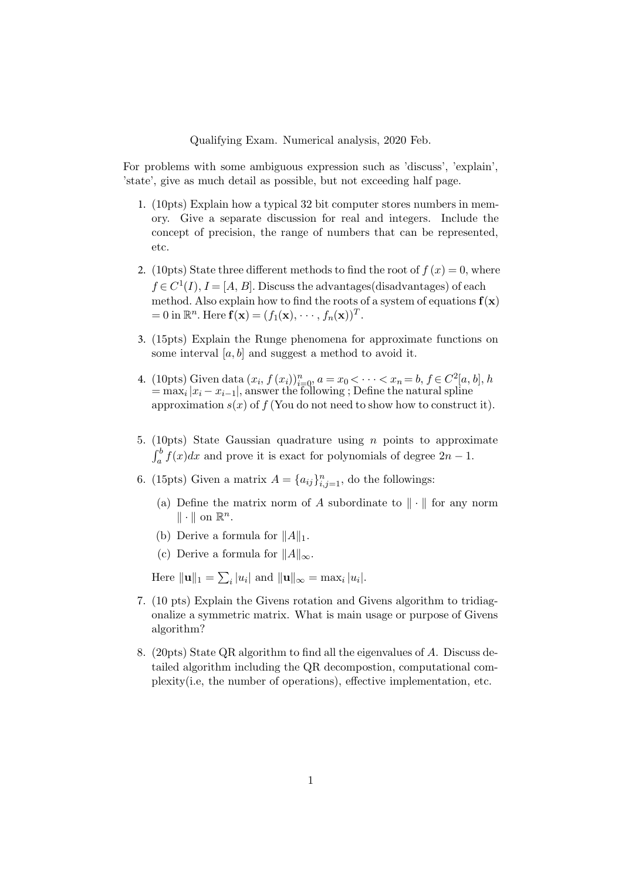Qualifying Exam. Numerical analysis, 2020 Feb.

For problems with some ambiguous expression such as 'discuss', 'explain', 'state', give as much detail as possible, but not exceeding half page.

1. (10pts) Explain how a typical 32 bit computer stores numbers in memory. Give a separate discussion for real and integers. Include the concept of precision, the range of numbers that can be represented, etc.

2. (10pts) State three different methods to find the root of $f(x) = 0$, where $f \in C^1(I)$, $I = [A, B]$. Discuss the advantages(disadvantages) of each method. Also explain how to find the roots of a system of equations $\mathbf{f}(\mathbf{x}) = 0$ in $\mathbb{R}^n$. Here $\mathbf{f}(\mathbf{x}) = (f_1(\mathbf{x}), \cdots, f_n(\mathbf{x}))^T$.

3. (15pts) Explain the Runge phenomena for approximate functions on some interval $[a, b]$ and suggest a method to avoid it.

4. (10pts) Given data $(x_i, f(x_i))_{i=0}^n$, $a = x_0 < \cdots < x_n = b$, $f \in C^2[a, b]$, $h = \max_i |x_i - x_{i-1}|$, answer the following ; Define the natural spline approximation $s(x)$ of $f$ (You do not need to show how to construct it).

5. (10pts) State Gaussian quadrature using $n$ points to approximate $\int_a^b f(x)dx$ and prove it is exact for polynomials of degree $2n - 1$.

6. (15pts) Given a matrix $A = \{a_{ij}\}_{i,j=1}^n$, do the followings:

   (a) Define the matrix norm of $A$ subordinate to $\|\cdot\|$ for any norm $\|\cdot\|$ on $\mathbb{R}^n$.

   (b) Derive a formula for $\|A\|_1$.

   (c) Derive a formula for $\|A\|_\infty$.

   Here $\|\mathbf{u}\|_1 = \sum_i |u_i|$ and $\|\mathbf{u}\|_\infty = \max_i |u_i|$.

7. (10 pts) Explain the Givens rotation and Givens algorithm to tridiagonalize a symmetric matrix. What is main usage or purpose of Givens algorithm?

8. (20pts) State QR algorithm to find all the eigenvalues of $A$. Discuss detailed algorithm including the QR decompostion, computational complexity(i.e, the number of operations), effective implementation, etc.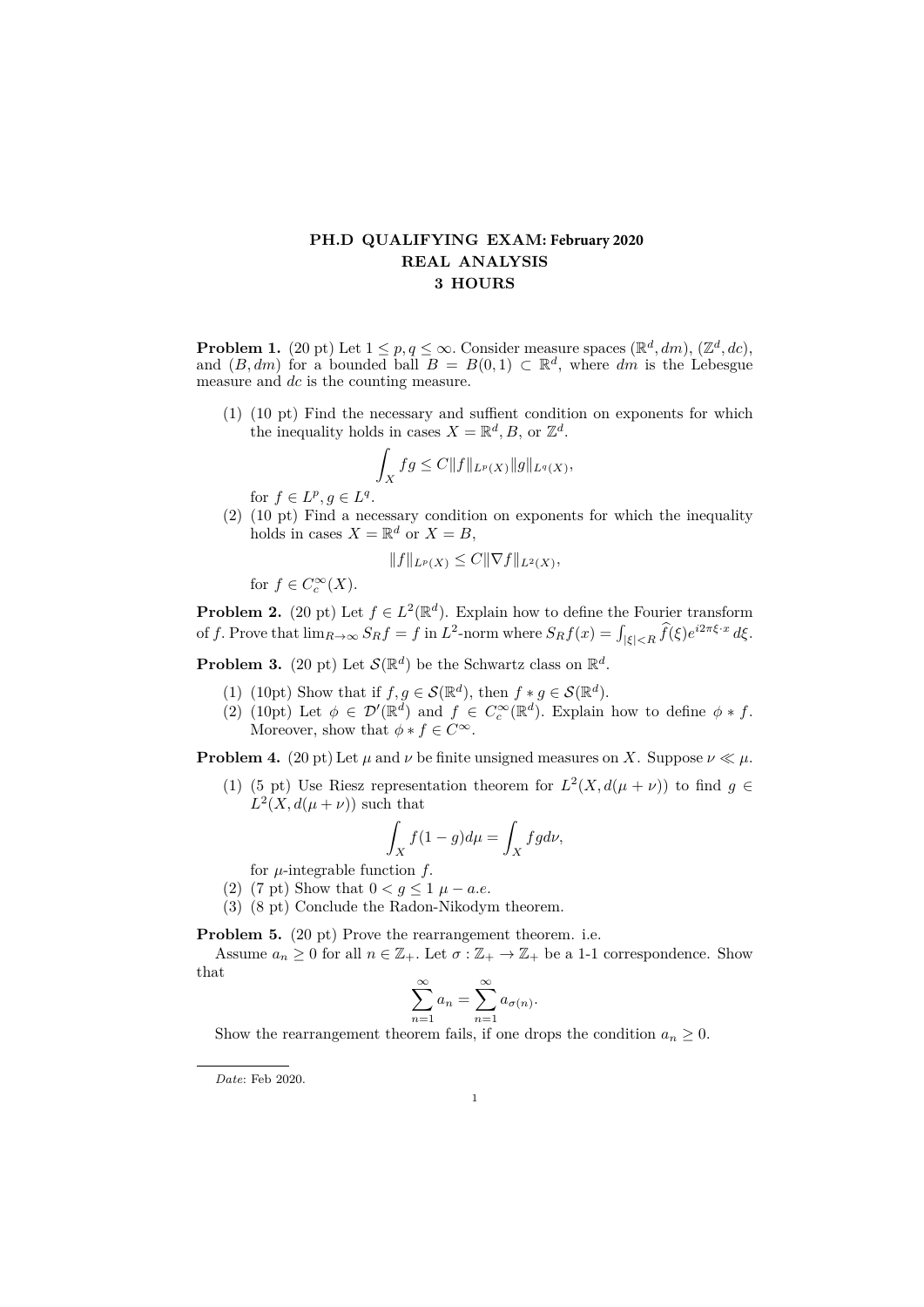# PH.D QUALIFYING EXAM: February 2020
## REAL ANALYSIS
## 3 HOURS

**Problem 1.** (20 pt) Let $1 \leq p, q \leq \infty$. Consider measure spaces $(\mathbb{R}^d, dm)$, $(\mathbb{Z}^d, dc)$, and $(B, dm)$ for a bounded ball $B = B(0,1) \subset \mathbb{R}^d$, where $dm$ is the Lebesgue measure and $dc$ is the counting measure.

(1) (10 pt) Find the necessary and suffient condition on exponents for which the inequality holds in cases $X = \mathbb{R}^d, B$, or $\mathbb{Z}^d$.

$$\int_X fg \leq C\|f\|_{L^p(X)}\|g\|_{L^q(X)},$$

for $f \in L^p, g \in L^q$.

(2) (10 pt) Find a necessary condition on exponents for which the inequality holds in cases $X = \mathbb{R}^d$ or $X = B$,

$$\|f\|_{L^p(X)} \leq C\|\nabla f\|_{L^2(X)},$$

for $f \in C_c^\infty(X)$.

**Problem 2.** (20 pt) Let $f \in L^2(\mathbb{R}^d)$. Explain how to define the Fourier transform of $f$. Prove that $\lim_{R\to\infty} S_R f = f$ in $L^2$-norm where $S_R f(x) = \int_{|\xi|<R} \widehat{f}(\xi) e^{i2\pi\xi\cdot x}\, d\xi$.

**Problem 3.** (20 pt) Let $\mathcal{S}(\mathbb{R}^d)$ be the Schwartz class on $\mathbb{R}^d$.

(1) (10pt) Show that if $f, g \in \mathcal{S}(\mathbb{R}^d)$, then $f * g \in \mathcal{S}(\mathbb{R}^d)$.

(2) (10pt) Let $\phi \in \mathcal{D}'(\mathbb{R}^d)$ and $f \in C_c^\infty(\mathbb{R}^d)$. Explain how to define $\phi * f$. Moreover, show that $\phi * f \in C^\infty$.

**Problem 4.** (20 pt) Let $\mu$ and $\nu$ be finite unsigned measures on $X$. Suppose $\nu \ll \mu$.

(1) (5 pt) Use Riesz representation theorem for $L^2(X, d(\mu+\nu))$ to find $g \in L^2(X, d(\mu+\nu))$ such that

$$\int_X f(1-g)d\mu = \int_X fg d\nu,$$

for $\mu$-integrable function $f$.

(2) (7 pt) Show that $0 < g \leq 1$ $\mu - a.e.$

(3) (8 pt) Conclude the Radon-Nikodym theorem.

**Problem 5.** (20 pt) Prove the rearrangement theorem. i.e.

Assume $a_n \geq 0$ for all $n \in \mathbb{Z}_+$. Let $\sigma : \mathbb{Z}_+ \to \mathbb{Z}_+$ be a 1-1 correspondence. Show that

$$\sum_{n=1}^{\infty} a_n = \sum_{n=1}^{\infty} a_{\sigma(n)}.$$

Show the rearrangement theorem fails, if one drops the condition $a_n \geq 0$.

*Date*: Feb 2020.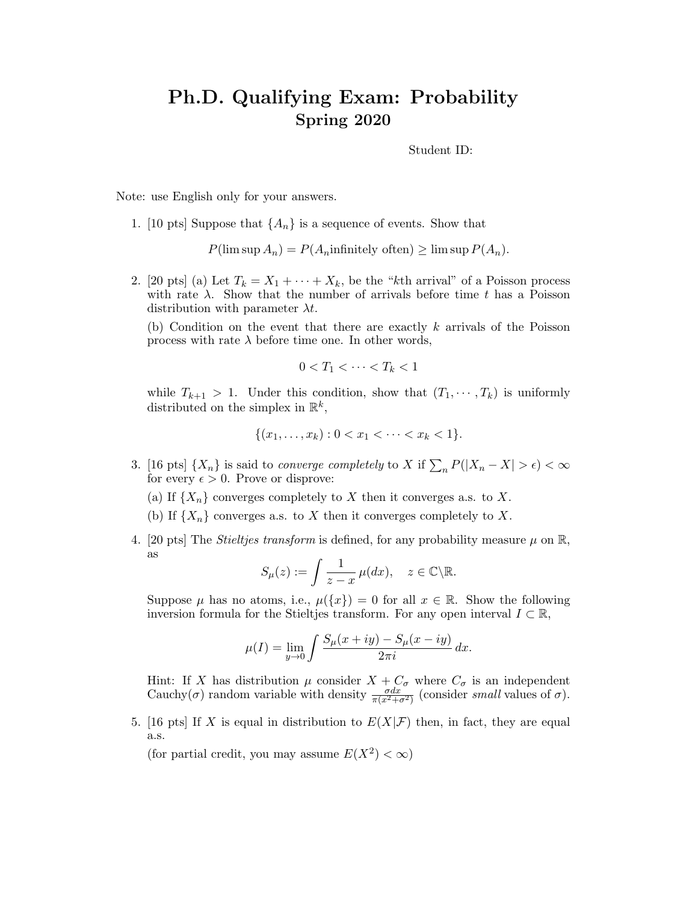# Ph.D. Qualifying Exam: Probability

## Spring 2020

Student ID:

Note: use English only for your answers.

1. [10 pts] Suppose that $\{A_n\}$ is a sequence of events. Show that

$$P(\limsup A_n) = P(A_n \text{infinitely often}) \geq \limsup P(A_n).$$

2. [20 pts] (a) Let $T_k = X_1 + \cdots + X_k$, be the "$k$th arrival" of a Poisson process with rate $\lambda$. Show that the number of arrivals before time $t$ has a Poisson distribution with parameter $\lambda t$.

   (b) Condition on the event that there are exactly $k$ arrivals of the Poisson process with rate $\lambda$ before time one. In other words,

$$0 < T_1 < \cdots < T_k < 1$$

   while $T_{k+1} > 1$. Under this condition, show that $(T_1, \cdots, T_k)$ is uniformly distributed on the simplex in $\mathbb{R}^k$,

$$\{(x_1, \ldots, x_k) : 0 < x_1 < \cdots < x_k < 1\}.$$

3. [16 pts] $\{X_n\}$ is said to *converge completely* to $X$ if $\sum_n P(|X_n - X| > \epsilon) < \infty$ for every $\epsilon > 0$. Prove or disprove:

   (a) If $\{X_n\}$ converges completely to $X$ then it converges a.s. to $X$.

   (b) If $\{X_n\}$ converges a.s. to $X$ then it converges completely to $X$.

4. [20 pts] The *Stieltjes transform* is defined, for any probability measure $\mu$ on $\mathbb{R}$, as

$$S_\mu(z) := \int \frac{1}{z - x}\, \mu(dx), \quad z \in \mathbb{C} \backslash \mathbb{R}.$$

   Suppose $\mu$ has no atoms, i.e., $\mu(\{x\}) = 0$ for all $x \in \mathbb{R}$. Show the following inversion formula for the Stieltjes transform. For any open interval $I \subset \mathbb{R}$,

$$\mu(I) = \lim_{y \to 0} \int \frac{S_\mu(x + iy) - S_\mu(x - iy)}{2\pi i}\, dx.$$

   Hint: If $X$ has distribution $\mu$ consider $X + C_\sigma$ where $C_\sigma$ is an independent Cauchy($\sigma$) random variable with density $\frac{\sigma dx}{\pi(x^2+\sigma^2)}$ (consider *small* values of $\sigma$).

5. [16 pts] If $X$ is equal in distribution to $E(X|\mathcal{F})$ then, in fact, they are equal a.s.

   (for partial credit, you may assume $E(X^2) < \infty$)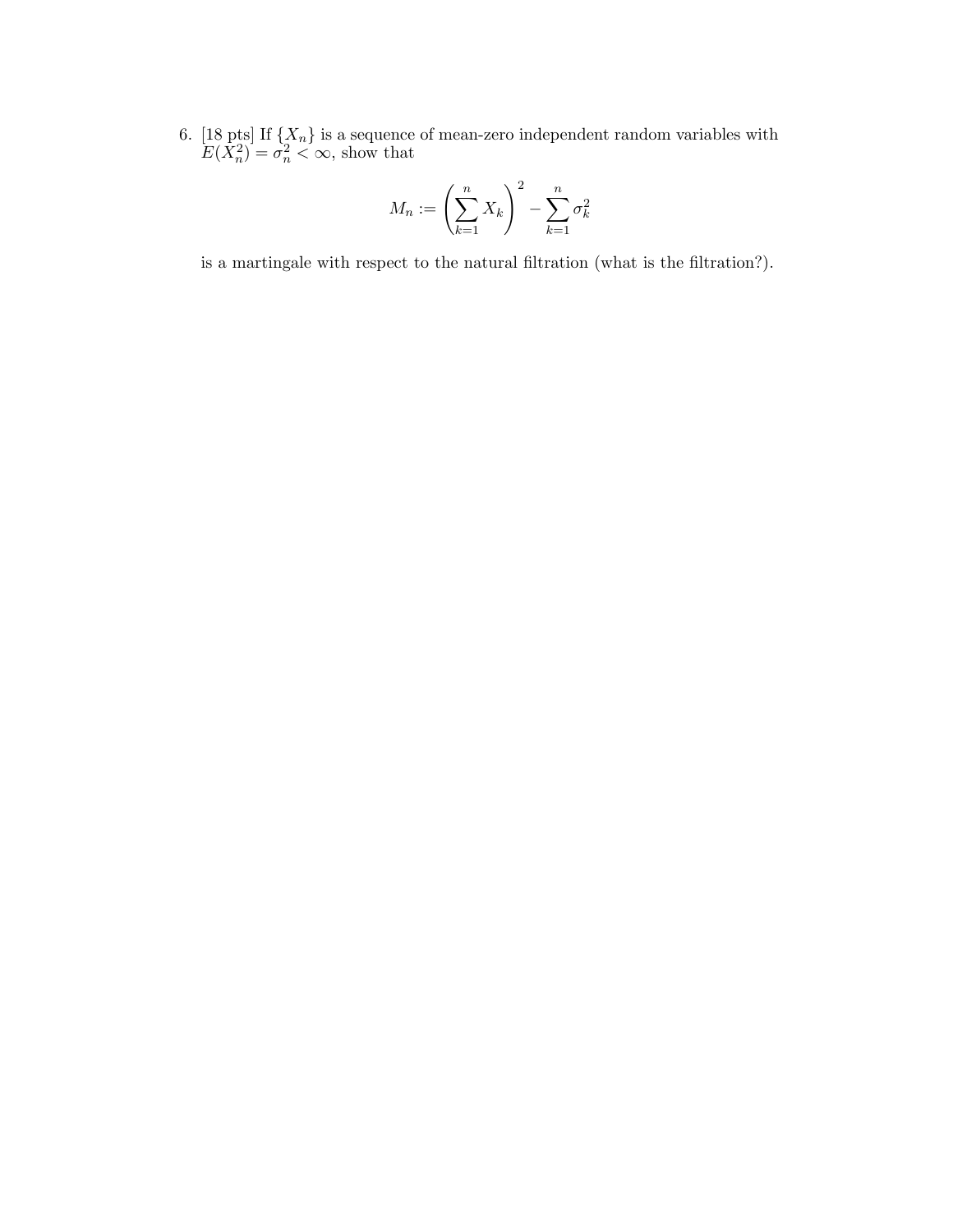6. [18 pts] If $\{X_n\}$ is a sequence of mean-zero independent random variables with $E(X_n^2) = \sigma_n^2 < \infty$, show that

$$M_n := \left( \sum_{k=1}^{n} X_k \right)^2 - \sum_{k=1}^{n} \sigma_k^2$$

is a martingale with respect to the natural filtration (what is the filtration?).